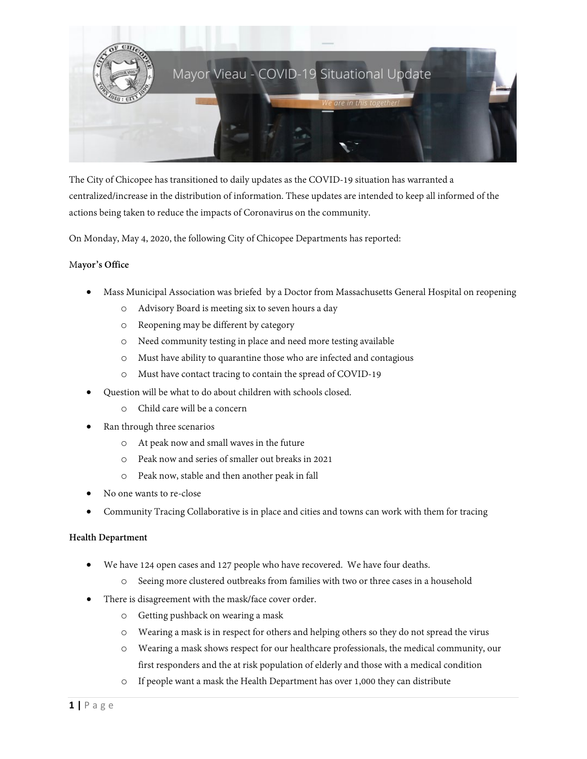# Mayor Vieau - COVID-19 Situational Update

*We are in this together!*

The City of Chicopee has transitioned to daily updates as the COVID-19 situation has warranted a centralized/increase in the distribution of information. These updates are intended to keep all informed of the actions being taken to reduce the impacts of Coronavirus on the community.

On Monday, May 4, 2020, the following City of Chicopee Departments has reported:

**Mayor's Office**

- Mass Municipal Association was briefed by a Doctor from Massachusetts General Hospital on reopening
  - Advisory Board is meeting six to seven hours a day
  - Reopening may be different by category
  - Need community testing in place and need more testing available
  - Must have ability to quarantine those who are infected and contagious
  - Must have contact tracing to contain the spread of COVID-19
- Question will be what to do about children with schools closed.
  - Child care will be a concern
- Ran through three scenarios
  - At peak now and small waves in the future
  - Peak now and series of smaller out breaks in 2021
  - Peak now, stable and then another peak in fall
- No one wants to re-close
- Community Tracing Collaborative is in place and cities and towns can work with them for tracing

**Health Department**

- We have 124 open cases and 127 people who have recovered. We have four deaths.
  - Seeing more clustered outbreaks from families with two or three cases in a household
- There is disagreement with the mask/face cover order.
  - Getting pushback on wearing a mask
  - Wearing a mask is in respect for others and helping others so they do not spread the virus
  - Wearing a mask shows respect for our healthcare professionals, the medical community, our first responders and the at risk population of elderly and those with a medical condition
  - If people want a mask the Health Department has over 1,000 they can distribute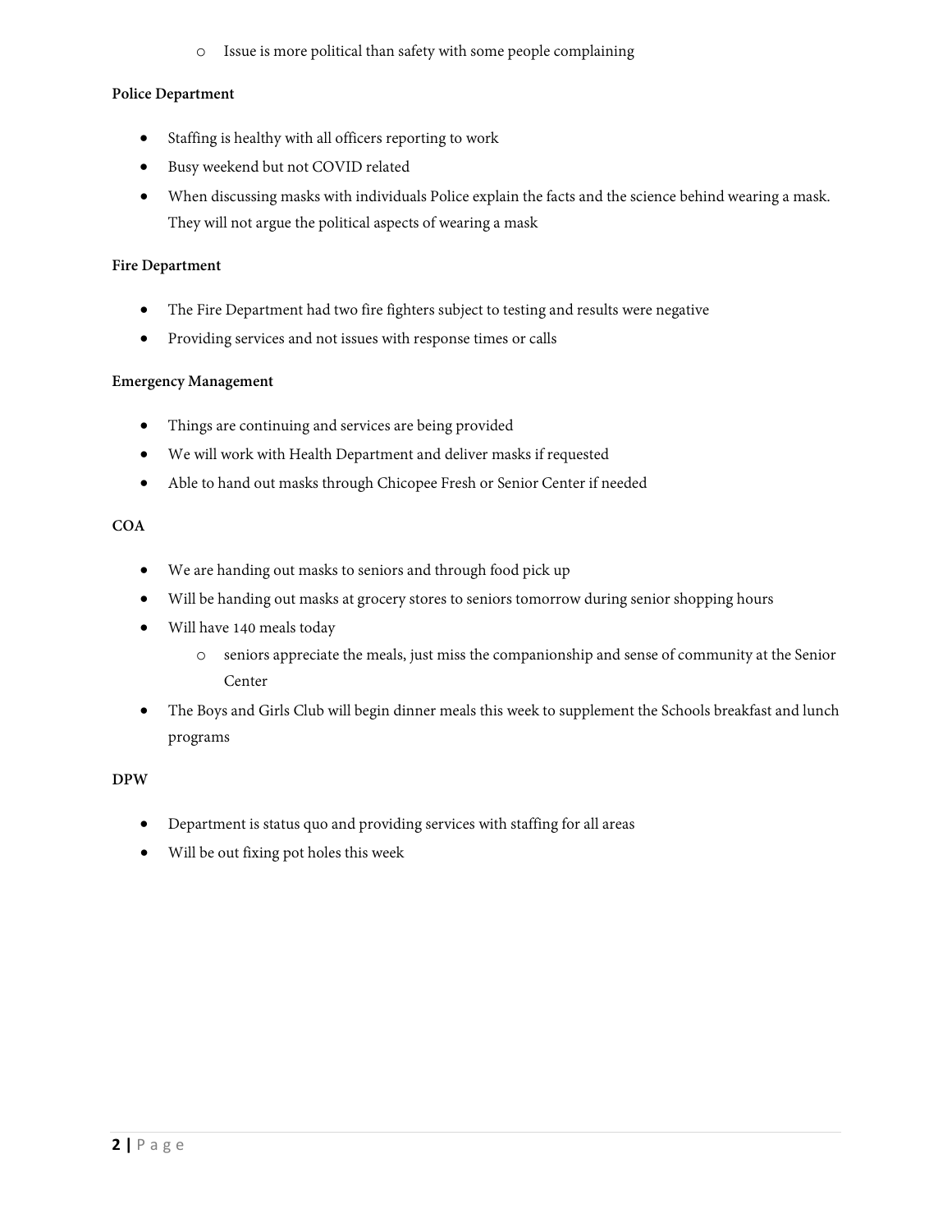- Issue is more political than safety with some people complaining

**Police Department**

- Staffing is healthy with all officers reporting to work
- Busy weekend but not COVID related
- When discussing masks with individuals Police explain the facts and the science behind wearing a mask. They will not argue the political aspects of wearing a mask

**Fire Department**

- The Fire Department had two fire fighters subject to testing and results were negative
- Providing services and not issues with response times or calls

**Emergency Management**

- Things are continuing and services are being provided
- We will work with Health Department and deliver masks if requested
- Able to hand out masks through Chicopee Fresh or Senior Center if needed

**COA**

- We are handing out masks to seniors and through food pick up
- Will be handing out masks at grocery stores to seniors tomorrow during senior shopping hours
- Will have 140 meals today
  - seniors appreciate the meals, just miss the companionship and sense of community at the Senior Center
- The Boys and Girls Club will begin dinner meals this week to supplement the Schools breakfast and lunch programs

**DPW**

- Department is status quo and providing services with staffing for all areas
- Will be out fixing pot holes this week